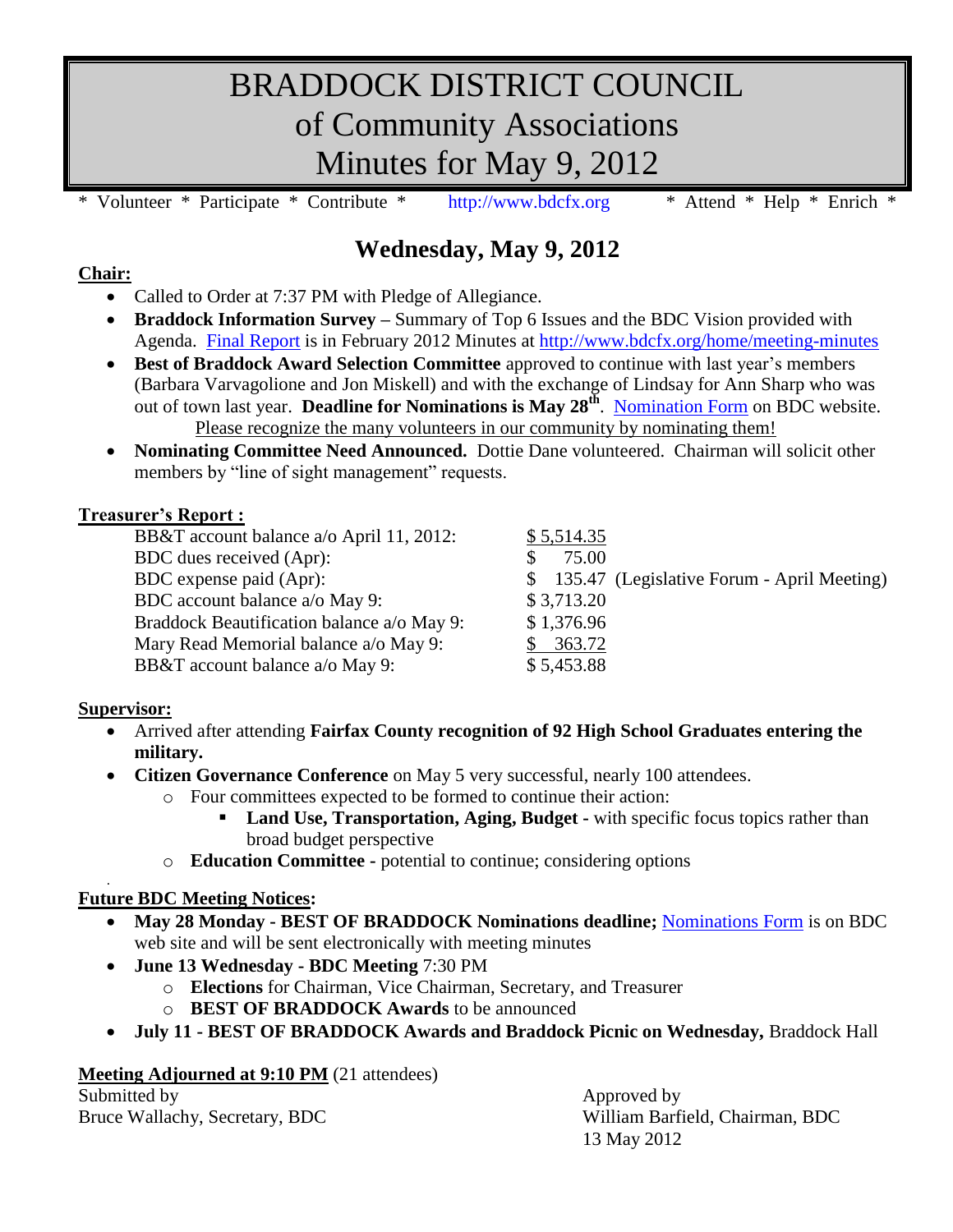# BRADDOCK DISTRICT COUNCIL
# of Community Associations
# Minutes for May 9, 2012

\* Volunteer \* Participate \* Contribute \* http://www.bdcfx.org \* Attend \* Help \* Enrich \*

## Wednesday, May 9, 2012

**Chair:**

- Called to Order at 7:37 PM with Pledge of Allegiance.
- **Braddock Information Survey –** Summary of Top 6 Issues and the BDC Vision provided with Agenda. Final Report is in February 2012 Minutes at http://www.bdcfx.org/home/meeting-minutes
- **Best of Braddock Award Selection Committee** approved to continue with last year's members (Barbara Varvagolione and Jon Miskell) and with the exchange of Lindsay for Ann Sharp who was out of town last year. **Deadline for Nominations is May 28th**. Nomination Form on BDC website.
  Please recognize the many volunteers in our community by nominating them!
- **Nominating Committee Need Announced.** Dottie Dane volunteered. Chairman will solicit other members by "line of sight management" requests.

**Treasurer's Report :**

| | | |
|---|---|---|
| BB&T account balance a/o April 11, 2012: | $ 5,514.35 | |
| BDC dues received (Apr): | $ 75.00 | |
| BDC expense paid (Apr): | $ 135.47 | (Legislative Forum - April Meeting) |
| BDC account balance a/o May 9: | $ 3,713.20 | |
| Braddock Beautification balance a/o May 9: | $ 1,376.96 | |
| Mary Read Memorial balance a/o May 9: | $ 363.72 | |
| BB&T account balance a/o May 9: | $ 5,453.88 | |

**Supervisor:**

- Arrived after attending **Fairfax County recognition of 92 High School Graduates entering the military.**
- **Citizen Governance Conference** on May 5 very successful, nearly 100 attendees.
  - Four committees expected to be formed to continue their action:
    - **Land Use, Transportation, Aging, Budget -** with specific focus topics rather than broad budget perspective
  - **Education Committee -** potential to continue; considering options

**Future BDC Meeting Notices:**

- **May 28 Monday - BEST OF BRADDOCK Nominations deadline;** Nominations Form is on BDC web site and will be sent electronically with meeting minutes
- **June 13 Wednesday - BDC Meeting** 7:30 PM
  - **Elections** for Chairman, Vice Chairman, Secretary, and Treasurer
  - **BEST OF BRADDOCK Awards** to be announced
- **July 11 - BEST OF BRADDOCK Awards and Braddock Picnic on Wednesday,** Braddock Hall

**Meeting Adjourned at 9:10 PM** (21 attendees)

Submitted by
Bruce Wallachy, Secretary, BDC

Approved by
William Barfield, Chairman, BDC
13 May 2012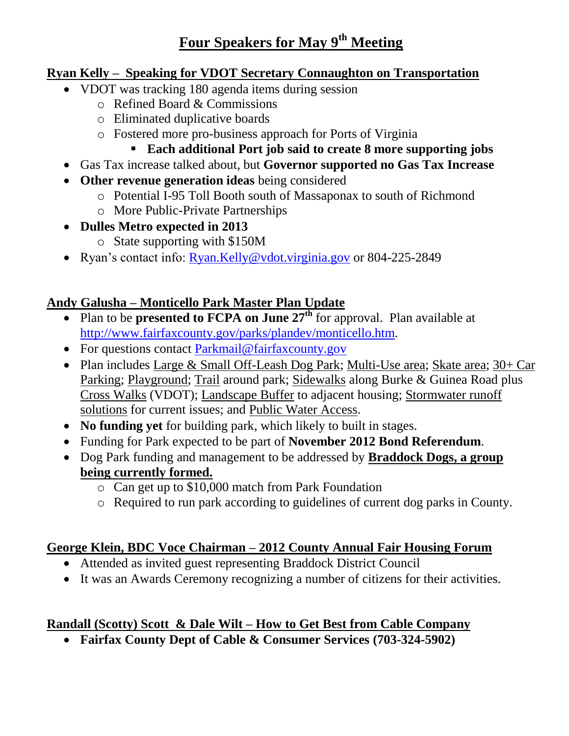# Four Speakers for May 9th Meeting

## Ryan Kelly – Speaking for VDOT Secretary Connaughton on Transportation

- VDOT was tracking 180 agenda items during session
  - Refined Board & Commissions
  - Eliminated duplicative boards
  - Fostered more pro-business approach for Ports of Virginia
    - **Each additional Port job said to create 8 more supporting jobs**
- Gas Tax increase talked about, but **Governor supported no Gas Tax Increase**
- **Other revenue generation ideas** being considered
  - Potential I-95 Toll Booth south of Massaponax to south of Richmond
  - More Public-Private Partnerships
- **Dulles Metro expected in 2013**
  - State supporting with $150M
- Ryan's contact info: Ryan.Kelly@vdot.virginia.gov or 804-225-2849

## Andy Galusha – Monticello Park Master Plan Update

- Plan to be **presented to FCPA on June 27th** for approval. Plan available at http://www.fairfaxcounty.gov/parks/plandev/monticello.htm.
- For questions contact Parkmail@fairfaxcounty.gov
- Plan includes Large & Small Off-Leash Dog Park; Multi-Use area; Skate area; 30+ Car Parking; Playground; Trail around park; Sidewalks along Burke & Guinea Road plus Cross Walks (VDOT); Landscape Buffer to adjacent housing; Stormwater runoff solutions for current issues; and Public Water Access.
- **No funding yet** for building park, which likely to built in stages.
- Funding for Park expected to be part of **November 2012 Bond Referendum**.
- Dog Park funding and management to be addressed by **Braddock Dogs, a group being currently formed.**
  - Can get up to $10,000 match from Park Foundation
  - Required to run park according to guidelines of current dog parks in County.

## George Klein, BDC Voce Chairman – 2012 County Annual Fair Housing Forum

- Attended as invited guest representing Braddock District Council
- It was an Awards Ceremony recognizing a number of citizens for their activities.

## Randall (Scotty) Scott & Dale Wilt – How to Get Best from Cable Company

- **Fairfax County Dept of Cable & Consumer Services (703-324-5902)**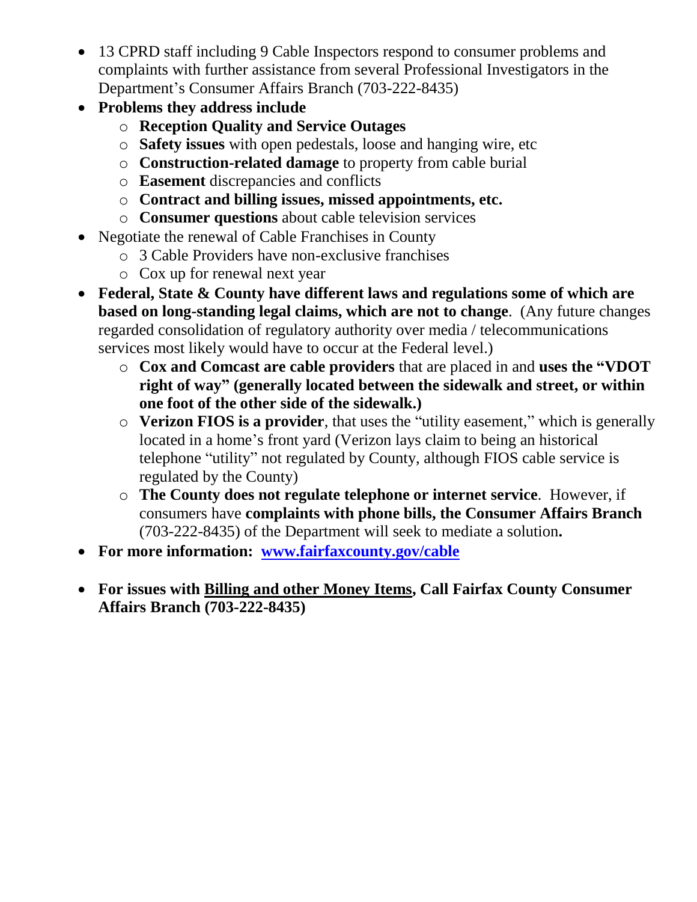- 13 CPRD staff including 9 Cable Inspectors respond to consumer problems and complaints with further assistance from several Professional Investigators in the Department's Consumer Affairs Branch (703-222-8435)
- **Problems they address include**
  - **Reception Quality and Service Outages**
  - **Safety issues** with open pedestals, loose and hanging wire, etc
  - **Construction-related damage** to property from cable burial
  - **Easement** discrepancies and conflicts
  - **Contract and billing issues, missed appointments, etc.**
  - **Consumer questions** about cable television services
- Negotiate the renewal of Cable Franchises in County
  - 3 Cable Providers have non-exclusive franchises
  - Cox up for renewal next year
- **Federal, State & County have different laws and regulations some of which are based on long-standing legal claims, which are not to change**. (Any future changes regarded consolidation of regulatory authority over media / telecommunications services most likely would have to occur at the Federal level.)
  - **Cox and Comcast are cable providers** that are placed in and **uses the "VDOT right of way" (generally located between the sidewalk and street, or within one foot of the other side of the sidewalk.)**
  - **Verizon FIOS is a provider**, that uses the "utility easement," which is generally located in a home's front yard (Verizon lays claim to being an historical telephone "utility" not regulated by County, although FIOS cable service is regulated by the County)
  - **The County does not regulate telephone or internet service**. However, if consumers have **complaints with phone bills, the Consumer Affairs Branch** (703-222-8435) of the Department will seek to mediate a solution**.**
- **For more information: [www.fairfaxcounty.gov/cable](http://www.fairfaxcounty.gov/cable)**
- **For issues with <u>Billing and other Money Items</u>, Call Fairfax County Consumer Affairs Branch (703-222-8435)**